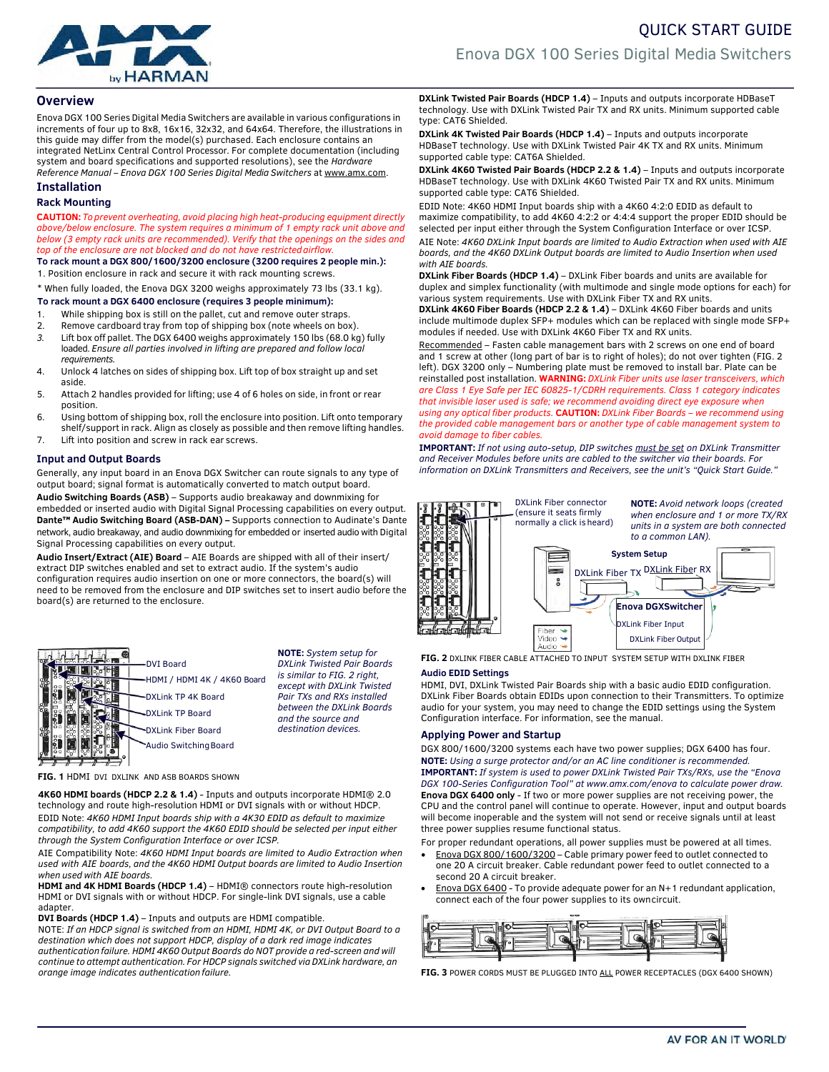# QUICK START GUIDE

## Enova DGX 100 Series Digital Media Switchers

## Overview

Enova DGX 100 Series Digital Media Switchers are available in various configurations in increments of four up to 8x8, 16x16, 32x32, and 64x64. Therefore, the illustrations in this guide may differ from the model(s) purchased. Each enclosure contains an integrated NetLinx Central Control Processor. For complete documentation (including system and board specifications and supported resolutions), see the *Hardware Reference Manual – Enova DGX 100 Series Digital Media Switchers* at www.amx.com.

## Installation

### Rack Mounting

**CAUTION:** *To prevent overheating, avoid placing high heat-producing equipment directly above/below enclosure. The system requires a minimum of 1 empty rack unit above and below (3 empty rack units are recommended). Verify that the openings on the sides and top of the enclosure are not blocked and do not have restricted airflow.*

**To rack mount a DGX 800/1600/3200 enclosure (3200 requires 2 people min.):**

1. Position enclosure in rack and secure it with rack mounting screws.

\* When fully loaded, the Enova DGX 3200 weighs approximately 73 lbs (33.1 kg).

**To rack mount a DGX 6400 enclosure (requires 3 people minimum):**

1. While shipping box is still on the pallet, cut and remove outer straps.
2. Remove cardboard tray from top of shipping box (note wheels on box).
3. Lift box off pallet. The DGX 6400 weighs approximately 150 lbs (68.0 kg) fully loaded. *Ensure all parties involved in lifting are prepared and follow local requirements.*
4. Unlock 4 latches on sides of shipping box. Lift top of box straight up and set aside.
5. Attach 2 handles provided for lifting; use 4 of 6 holes on side, in front or rear position.
6. Using bottom of shipping box, roll the enclosure into position. Lift onto temporary shelf/support in rack. Align as closely as possible and then remove lifting handles.
7. Lift into position and screw in rack ear screws.

### Input and Output Boards

Generally, any input board in an Enova DGX Switcher can route signals to any type of output board; signal format is automatically converted to match output board.

**Audio Switching Boards (ASB)** – Supports audio breakaway and downmixing for embedded or inserted audio with Digital Signal Processing capabilities on every output.

**Dante™ Audio Switching Board (ASB-DAN) –** Supports connection to Audinate's Dante network, audio breakaway, and audio downmixing for embedded or inserted audio with Digital Signal Processing capabilities on every output.

**Audio Insert/Extract (AIE) Board** – AIE Boards are shipped with all of their insert/extract DIP switches enabled and set to extract audio. If the system's audio configuration requires audio insertion on one or more connectors, the board(s) will need to be removed from the enclosure and DIP switches set to insert audio before the board(s) are returned to the enclosure.

DVI Board
HDMI / HDMI 4K / 4K60 Board
DXLink TP 4K Board
DXLink TP Board
DXLink Fiber Board
Audio Switching Board

**NOTE:** *System setup for DXLink Twisted Pair Boards is similar to FIG. 2 right, except with DXLink Twisted Pair TXs and RXs installed between the DXLink Boards and the source and destination devices.*

**FIG. 1** HDMI DVI DXLINK AND ASB BOARDS SHOWN

**4K60 HDMI boards (HDCP 2.2 & 1.4)** - Inputs and outputs incorporate HDMI® 2.0 technology and route high-resolution HDMI or DVI signals with or without HDCP.

EDID Note: *4K60 HDMI Input boards ship with a 4K30 EDID as default to maximize compatibility, to add 4K60 support the 4K60 EDID should be selected per input either through the System Configuration Interface or over ICSP.*

AIE Compatibility Note: *4K60 HDMI Input boards are limited to Audio Extraction when used with AIE boards, and the 4K60 HDMI Output boards are limited to Audio Insertion when used with AIE boards.*

**HDMI and 4K HDMI Boards (HDCP 1.4)** – HDMI® connectors route high-resolution HDMI or DVI signals with or without HDCP. For single-link DVI signals, use a cable adapter.

**DVI Boards (HDCP 1.4)** – Inputs and outputs are HDMI compatible.

NOTE: *If an HDCP signal is switched from an HDMI, HDMI 4K, or DVI Output Board to a destination which does not support HDCP, display of a dark red image indicates authentication failure. HDMI 4K60 Output Boards do NOT provide a red-screen and will continue to attempt authentication. For HDCP signals switched via DXLink hardware, an orange image indicates authentication failure.*

**DXLink Twisted Pair Boards (HDCP 1.4)** – Inputs and outputs incorporate HDBaseT technology. Use with DXLink Twisted Pair TX and RX units. Minimum supported cable type: CAT6 Shielded.

**DXLink 4K Twisted Pair Boards (HDCP 1.4)** – Inputs and outputs incorporate HDBaseT technology. Use with DXLink Twisted Pair 4K TX and RX units. Minimum supported cable type: CAT6A Shielded.

**DXLink 4K60 Twisted Pair Boards (HDCP 2.2 & 1.4)** – Inputs and outputs incorporate HDBaseT technology. Use with DXLink 4K60 Twisted Pair TX and RX units. Minimum supported cable type: CAT6 Shielded.

EDID Note: 4K60 HDMI Input boards ship with a 4K60 4:2:0 EDID as default to maximize compatibility, to add 4K60 4:2:2 or 4:4:4 support the proper EDID should be selected per input either through the System Configuration Interface or over ICSP.

AIE Note: *4K60 DXLink Input boards are limited to Audio Extraction when used with AIE boards, and the 4K60 DXLink Output boards are limited to Audio Insertion when used with AIE boards.*

**DXLink Fiber Boards (HDCP 1.4)** – DXLink Fiber boards and units are available for duplex and simplex functionality (with multimode and single mode options for each) for various system requirements. Use with DXLink Fiber TX and RX units.

**DXLink 4K60 Fiber Boards (HDCP 2.2 & 1.4)** – DXLink 4K60 Fiber boards and units include multimode duplex SFP+ modules which can be replaced with single mode SFP+ modules if needed. Use with DXLink 4K60 Fiber TX and RX units.

Recommended – Fasten cable management bars with 2 screws on one end of board and 1 screw at other (long part of bar is to right of holes); do not over tighten (FIG. 2 left). DGX 3200 only – Numbering plate must be removed to install bar. Plate can be reinstalled post installation. **WARNING:** *DXLink Fiber units use laser transceivers, which are Class 1 Eye Safe per IEC 60825-1/CDRH requirements. Class 1 category indicates that invisible laser used is safe; we recommend avoiding direct eye exposure when using any optical fiber products.* **CAUTION:** *DXLink Fiber Boards – we recommend using the provided cable management bars or another type of cable management system to avoid damage to fiber cables.*

**IMPORTANT:** *If not using auto-setup, DIP switches must be set on DXLink Transmitter and Receiver Modules before units are cabled to the switcher via their boards. For information on DXLink Transmitters and Receivers, see the unit's "Quick Start Guide."*

DXLink Fiber connector (ensure it seats firmly normally a click is heard)

**NOTE:** *Avoid network loops (created when enclosure and 1 or more TX/RX units in a system are both connected to a common LAN).*

System Setup
DXLink Fiber TX
DXLink Fiber RX
Enova DGXSwitcher
DXLink Fiber Input
DXLink Fiber Output
Fiber
Video
Audio

**FIG. 2** DXLINK FIBER CABLE ATTACHED TO INPUT SYSTEM SETUP WITH DXLINK FIBER

### Audio EDID Settings

HDMI, DVI, DXLink Twisted Pair Boards ship with a basic audio EDID configuration. DXLink Fiber Boards obtain EDIDs upon connection to their Transmitters. To optimize audio for your system, you may need to change the EDID settings using the System Configuration interface. For information, see the manual.

### Applying Power and Startup

DGX 800/1600/3200 systems each have two power supplies; DGX 6400 has four.

**NOTE:** *Using a surge protector and/or an AC line conditioner is recommended.*

**IMPORTANT:** *If system is used to power DXLink Twisted Pair TXs/RXs, use the "Enova DGX 100-Series Configuration Tool" at www.amx.com/enova to calculate power draw.*

**Enova DGX 6400 only** - If two or more power supplies are not receiving power, the CPU and the control panel will continue to operate. However, input and output boards will become inoperable and the system will not send or receive signals until at least three power supplies resume functional status.

For proper redundant operations, all power supplies must be powered at all times.

- Enova DGX 800/1600/3200 – Cable primary power feed to outlet connected to one 20 A circuit breaker. Cable redundant power feed to outlet connected to a second 20 A circuit breaker.
- Enova DGX 6400 - To provide adequate power for an N+1 redundant application, connect each of the four power supplies to its own circuit.

**FIG. 3** POWER CORDS MUST BE PLUGGED INTO ALL POWER RECEPTACLES (DGX 6400 SHOWN)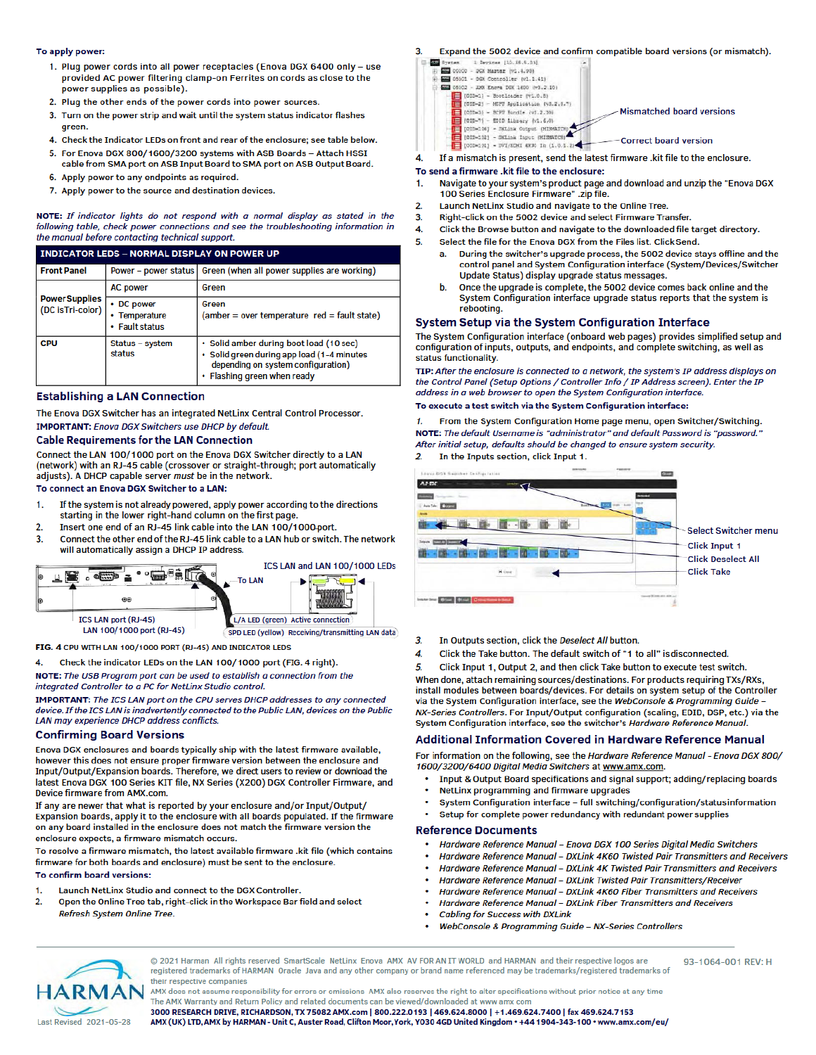**To apply power:**

1. Plug power cords into all power receptacles (Enova DGX 6400 only – use provided AC power filtering clamp-on Ferrites on cords as close to the power supplies as possible).
2. Plug the other ends of the power cords into power sources.
3. Turn on the power strip and wait until the system status indicator flashes green.
4. Check the Indicator LEDs on front and rear of the enclosure; see table below.
5. For Enova DGX 800/1600/3200 systems with ASB Boards – Attach HSSI cable from SMA port on ASB Input Board to SMA port on ASB Output Board.
6. Apply power to any endpoints as required.
7. Apply power to the source and destination devices.

***NOTE:*** *If indicator lights do not respond with a normal display as stated in the following table, check power connections and see the troubleshooting information in the manual before contacting technical support.*

| INDICATOR LEDS – NORMAL DISPLAY ON POWER UP | | |
|---|---|---|
| **Front Panel** | Power – power status | Green (when all power supplies are working) |
| **Power Supplies** (DC is Tri-color) | AC power | Green |
| | • DC power<br>• Temperature<br>• Fault status | Green<br>(amber = over temperature red = fault state) |
| **CPU** | Status – system status | • Solid amber during boot load (10 sec)<br>• Solid green during app load (1-4 minutes depending on system configuration)<br>• Flashing green when ready |

## Establishing a LAN Connection

The Enova DGX Switcher has an integrated NetLinx Central Control Processor.

**IMPORTANT:** *Enova DGX Switchers use DHCP by default.*

## Cable Requirements for the LAN Connection

Connect the LAN 100/1000 port on the Enova DGX Switcher directly to a LAN (network) with an RJ-45 cable (crossover or straight-through; port automatically adjusts). A DHCP capable server *must* be in the network.

**To connect an Enova DGX Switcher to a LAN:**

1. If the system is not already powered, apply power according to the directions starting in the lower right-hand column on the first page.
2. Insert one end of an RJ-45 link cable into the LAN 100/1000 port.
3. Connect the other end of the RJ-45 link cable to a LAN hub or switch. The network will automatically assign a DHCP IP address.

ICS LAN and LAN 100/1000 LEDs
To LAN
ICS LAN port (RJ-45)
LAN 100/1000 port (RJ-45)
L/A LED (green) Active connection
SPD LED (yellow) Receiving/transmitting LAN data

**FIG. 4** CPU WITH LAN 100/1000 PORT (RJ-45) AND INDICATOR LEDS

4. Check the indicator LEDs on the LAN 100/1000 port (FIG. 4 right).

**NOTE:** *The USB Program port can be used to establish a connection from the integrated Controller to a PC for NetLinx Studio control.*

**IMPORTANT:** *The ICS LAN port on the CPU serves DHCP addresses to any connected device. If the ICS LAN is inadvertently connected to the Public LAN, devices on the Public LAN may experience DHCP address conflicts.*

## Confirming Board Versions

Enova DGX enclosures and boards typically ship with the latest firmware available, however this does not ensure proper firmware version between the enclosure and Input/Output/Expansion boards. Therefore, we direct users to review or download the latest Enova DGX 100 Series KIT file, NX Series (X200) DGX Controller Firmware, and Device firmware from AMX.com.

If any are newer that what is reported by your enclosure and/or Input/Output/ Expansion boards, apply it to the enclosure with all boards populated. If the firmware on any board installed in the enclosure does not match the firmware version the enclosure expects, a firmware mismatch occurs.

To resolve a firmware mismatch, the latest available firmware .kit file (which contains firmware for both boards and enclosure) must be sent to the enclosure.

**To confirm board versions:**

1. Launch NetLinx Studio and connect to the DGX Controller.
2. Open the Online Tree tab, right-click in the Workspace Bar field and select *Refresh System Online Tree*.
3. Expand the 5002 device and confirm compatible board versions (or mismatch).

Mismatched board versions
Correct board version

4. If a mismatch is present, send the latest firmware .kit file to the enclosure.

**To send a firmware .kit file to the enclosure:**

1. Navigate to your system's product page and download and unzip the "Enova DGX 100 Series Enclosure Firmware" .zip file.
2. Launch NetLinx Studio and navigate to the Online Tree.
3. Right-click on the 5002 device and select Firmware Transfer.
4. Click the Browse button and navigate to the downloaded file target directory.
5. Select the file for the Enova DGX from the Files list. Click Send.
   a. During the switcher's upgrade process, the 5002 device stays offline and the control panel and System Configuration interface (System/Devices/Switcher Update Status) display upgrade status messages.
   b. Once the upgrade is complete, the 5002 device comes back online and the System Configuration interface upgrade status reports that the system is rebooting.

## System Setup via the System Configuration Interface

The System Configuration interface (onboard web pages) provides simplified setup and configuration of inputs, outputs, and endpoints, and complete switching, as well as status functionality.

**TIP:** *After the enclosure is connected to a network, the system's IP address displays on the Control Panel (Setup Options / Controller Info / IP Address screen). Enter the IP address in a web browser to open the System Configuration interface.*

**To execute a test switch via the System Configuration interface:**

1. From the System Configuration Home page menu, open Switcher/Switching.

**NOTE:** *The default Username is "administrator" and default Password is "password." After initial setup, defaults should be changed to ensure system security.*

2. In the Inputs section, click Input 1.

Select Switcher menu
Click Input 1
Click Deselect All
Click Take

3. In Outputs section, click the *Deselect All* button.
4. Click the Take button. The default switch of "1 to all" is disconnected.
5. Click Input 1, Output 2, and then click Take button to execute test switch.

When done, attach remaining sources/destinations. For products requiring TXs/RXs, install modules between boards/devices. For details on system setup of the Controller via the System Configuration interface, see the *WebConsole & Programming Guide – NX-Series Controllers*. For Input/Output configuration (scaling, EDID, DSP, etc.) via the System Configuration interface, see the switcher's *Hardware Reference Manual*.

## Additional Information Covered in Hardware Reference Manual

For information on the following, see the *Hardware Reference Manual - Enova DGX 800/ 1600/3200/6400 Digital Media Switchers* at www.amx.com.

- Input & Output Board specifications and signal support; adding/replacing boards
- NetLinx programming and firmware upgrades
- System Configuration interface – full switching/configuration/status information
- Setup for complete power redundancy with redundant power supplies

## Reference Documents

- *Hardware Reference Manual – Enova DGX 100 Series Digital Media Switchers*
- *Hardware Reference Manual – DXLink 4K60 Twisted Pair Transmitters and Receivers*
- *Hardware Reference Manual – DXLink 4K Twisted Pair Transmitters and Receivers*
- *Hardware Reference Manual – DXLink Twisted Pair Transmitters/Receiver*
- *Hardware Reference Manual – DXLink 4K60 Fiber Transmitters and Receivers*
- *Hardware Reference Manual – DXLink Fiber Transmitters and Receivers*
- *Cabling for Success with DXLink*
- *WebConsole & Programming Guide – NX-Series Controllers*

© 2021 Harman. All rights reserved. SmartScale, NetLinx, Enova, AMX, AV FOR AN IT WORLD, and HARMAN, and their respective logos are registered trademarks of HARMAN. Oracle, Java and any other company or brand name referenced may be trademarks/registered trademarks of their respective companies.
AMX does not assume responsibility for errors or omissions. AMX also reserves the right to alter specifications without prior notice at any time.
The AMX Warranty and Return Policy and related documents can be viewed/downloaded at www.amx.com.
**3000 RESEARCH DRIVE, RICHARDSON, TX 75082 AMX.com | 800.222.0193 | 469.624.8000 | +1.469.624.7400 | fax 469.624.7153**
**AMX (UK) LTD, AMX by HARMAN - Unit C, Auster Road, Clifton Moor, York, YO30 4GD United Kingdom • +44 1904-343-100 • www.amx.com/eu/**

93-1064-001 REV: H

Last Revised 2021-05-28